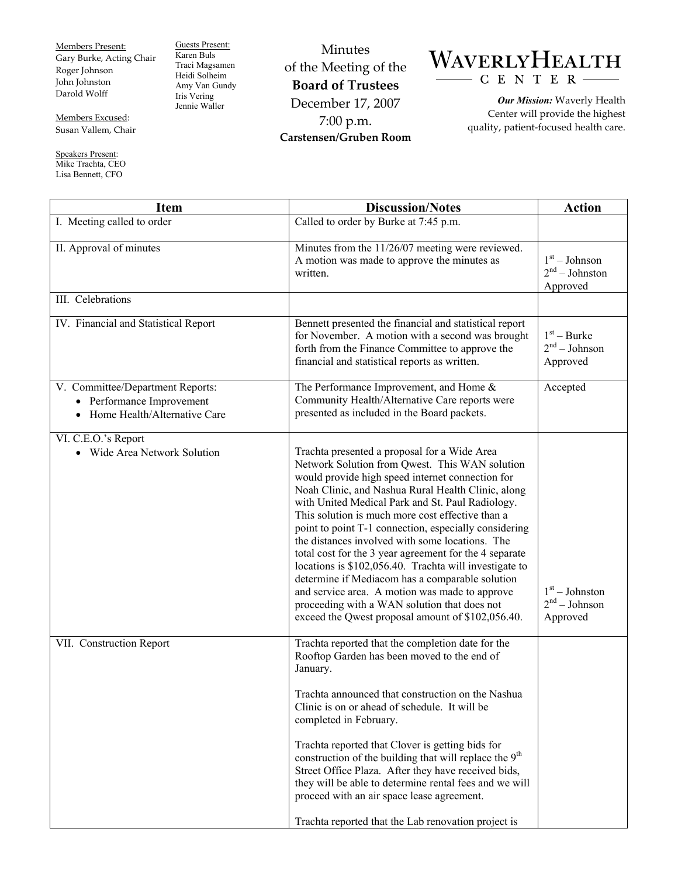Members Present:
Gary Burke, Acting Chair
Roger Johnson
John Johnston
Darold Wolff

Members Excused:
Susan Vallem, Chair

Speakers Present:
Mike Trachta, CEO
Lisa Bennett, CFO

Guests Present:
Karen Buls
Traci Magsamen
Heidi Solheim
Amy Van Gundy
Iris Vering
Jennie Waller

# Minutes of the Meeting of the **Board of Trustees**

December 17, 2007
7:00 p.m.
**Carstensen/Gruben Room**

WAVERLY HEALTH CENTER

***Our Mission:*** Waverly Health Center will provide the highest quality, patient-focused health care.

| Item | Discussion/Notes | Action |
|---|---|---|
| I. Meeting called to order | Called to order by Burke at 7:45 p.m. | |
| II. Approval of minutes | Minutes from the 11/26/07 meeting were reviewed. A motion was made to approve the minutes as written. | 1st – Johnson<br>2nd – Johnston<br>Approved |
| III. Celebrations | | |
| IV. Financial and Statistical Report | Bennett presented the financial and statistical report for November. A motion with a second was brought forth from the Finance Committee to approve the financial and statistical reports as written. | 1st – Burke<br>2nd – Johnson<br>Approved |
| V. Committee/Department Reports:<br>• Performance Improvement<br>• Home Health/Alternative Care | The Performance Improvement, and Home & Community Health/Alternative Care reports were presented as included in the Board packets. | Accepted |
| VI. C.E.O.'s Report<br>• Wide Area Network Solution | Trachta presented a proposal for a Wide Area Network Solution from Qwest. This WAN solution would provide high speed internet connection for Noah Clinic, and Nashua Rural Health Clinic, along with United Medical Park and St. Paul Radiology. This solution is much more cost effective than a point to point T-1 connection, especially considering the distances involved with some locations. The total cost for the 3 year agreement for the 4 separate locations is $102,056.40. Trachta will investigate to determine if Mediacom has a comparable solution and service area. A motion was made to approve proceeding with a WAN solution that does not exceed the Qwest proposal amount of $102,056.40. | 1st – Johnston<br>2nd – Johnson<br>Approved |
| VII. Construction Report | Trachta reported that the completion date for the Rooftop Garden has been moved to the end of January.<br><br>Trachta announced that construction on the Nashua Clinic is on or ahead of schedule. It will be completed in February.<br><br>Trachta reported that Clover is getting bids for construction of the building that will replace the 9th Street Office Plaza. After they have received bids, they will be able to determine rental fees and we will proceed with an air space lease agreement.<br><br>Trachta reported that the Lab renovation project is | |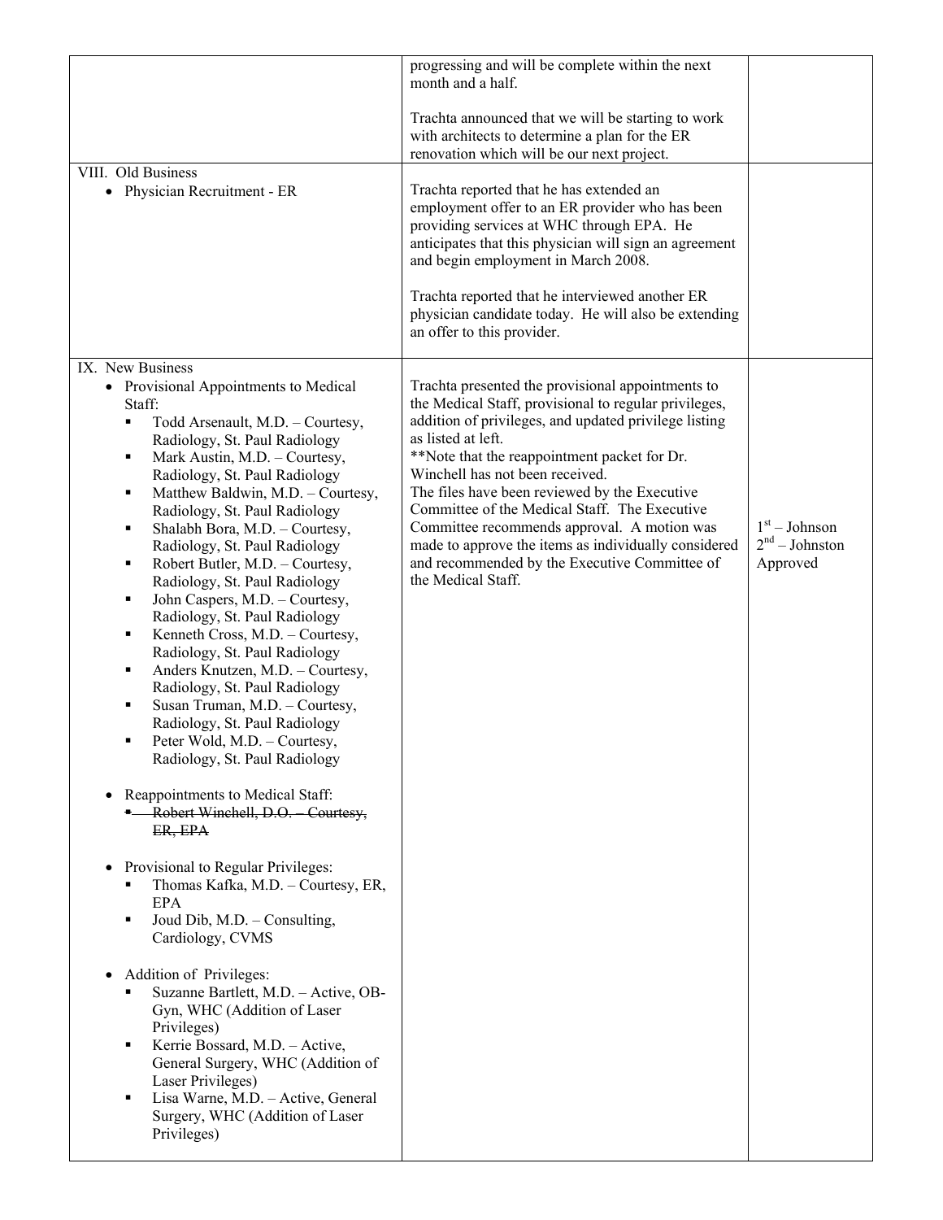| | | |
|---|---|---|
| | progressing and will be complete within the next month and a half.<br><br>Trachta announced that we will be starting to work with architects to determine a plan for the ER renovation which will be our next project. | |
| VIII. Old Business<br>• Physician Recruitment - ER | Trachta reported that he has extended an employment offer to an ER provider who has been providing services at WHC through EPA. He anticipates that this physician will sign an agreement and begin employment in March 2008.<br><br>Trachta reported that he interviewed another ER physician candidate today. He will also be extending an offer to this provider. | |
| IX. New Business<br>• Provisional Appointments to Medical Staff:<br>▪ Todd Arsenault, M.D. – Courtesy, Radiology, St. Paul Radiology<br>▪ Mark Austin, M.D. – Courtesy, Radiology, St. Paul Radiology<br>▪ Matthew Baldwin, M.D. – Courtesy, Radiology, St. Paul Radiology<br>▪ Shalabh Bora, M.D. – Courtesy, Radiology, St. Paul Radiology<br>▪ Robert Butler, M.D. – Courtesy, Radiology, St. Paul Radiology<br>▪ John Caspers, M.D. – Courtesy, Radiology, St. Paul Radiology<br>▪ Kenneth Cross, M.D. – Courtesy, Radiology, St. Paul Radiology<br>▪ Anders Knutzen, M.D. – Courtesy, Radiology, St. Paul Radiology<br>▪ Susan Truman, M.D. – Courtesy, Radiology, St. Paul Radiology<br>▪ Peter Wold, M.D. – Courtesy, Radiology, St. Paul Radiology<br><br>• Reappointments to Medical Staff:<br>▪ ~~Robert Winchell, D.O. – Courtesy, ER, EPA~~<br><br>• Provisional to Regular Privileges:<br>▪ Thomas Kafka, M.D. – Courtesy, ER, EPA<br>▪ Joud Dib, M.D. – Consulting, Cardiology, CVMS<br><br>• Addition of Privileges:<br>▪ Suzanne Bartlett, M.D. – Active, OB-Gyn, WHC (Addition of Laser Privileges)<br>▪ Kerrie Bossard, M.D. – Active, General Surgery, WHC (Addition of Laser Privileges)<br>▪ Lisa Warne, M.D. – Active, General Surgery, WHC (Addition of Laser Privileges) | Trachta presented the provisional appointments to the Medical Staff, provisional to regular privileges, addition of privileges, and updated privilege listing as listed at left.<br>**Note that the reappointment packet for Dr. Winchell has not been received.<br>The files have been reviewed by the Executive Committee of the Medical Staff. The Executive Committee recommends approval. A motion was made to approve the items as individually considered and recommended by the Executive Committee of the Medical Staff. | 1st – Johnson<br>2nd – Johnston<br>Approved |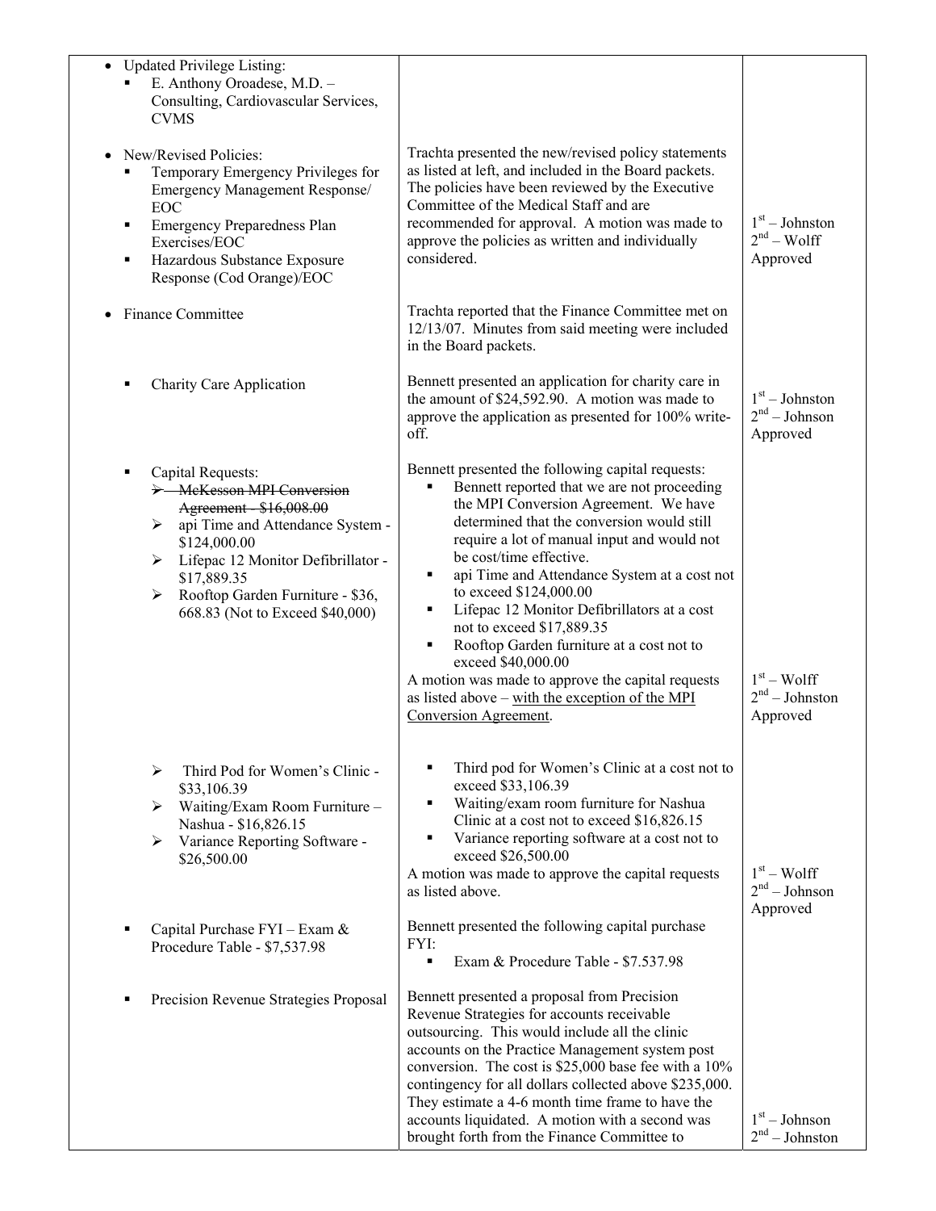| | | |
|---|---|---|
| • Updated Privilege Listing:<br>▪ E. Anthony Oroadese, M.D. – Consulting, Cardiovascular Services, CVMS | | |
| • New/Revised Policies:<br>▪ Temporary Emergency Privileges for Emergency Management Response/ EOC<br>▪ Emergency Preparedness Plan Exercises/EOC<br>▪ Hazardous Substance Exposure Response (Cod Orange)/EOC | Trachta presented the new/revised policy statements as listed at left, and included in the Board packets. The policies have been reviewed by the Executive Committee of the Medical Staff and are recommended for approval. A motion was made to approve the policies as written and individually considered. | 1st – Johnston<br>2nd – Wolff<br>Approved |
| • Finance Committee | Trachta reported that the Finance Committee met on 12/13/07. Minutes from said meeting were included in the Board packets. | |
| ▪ Charity Care Application | Bennett presented an application for charity care in the amount of $24,592.90. A motion was made to approve the application as presented for 100% write-off. | 1st – Johnston<br>2nd – Johnson<br>Approved |
| ▪ Capital Requests:<br>➢ ~~McKesson MPI Conversion Agreement - $16,008.00~~<br>➢ api Time and Attendance System - $124,000.00<br>➢ Lifepac 12 Monitor Defibrillator - $17,889.35<br>➢ Rooftop Garden Furniture - $36, 668.83 (Not to Exceed $40,000) | Bennett presented the following capital requests:<br>▪ Bennett reported that we are not proceeding the MPI Conversion Agreement. We have determined that the conversion would still require a lot of manual input and would not be cost/time effective.<br>▪ api Time and Attendance System at a cost not to exceed $124,000.00<br>▪ Lifepac 12 Monitor Defibrillators at a cost not to exceed $17,889.35<br>▪ Rooftop Garden furniture at a cost not to exceed $40,000.00<br>A motion was made to approve the capital requests as listed above – <u>with the exception of the MPI Conversion Agreement</u>. | 1st – Wolff<br>2nd – Johnston<br>Approved |
| ➢ Third Pod for Women's Clinic - $33,106.39<br>➢ Waiting/Exam Room Furniture – Nashua - $16,826.15<br>➢ Variance Reporting Software - $26,500.00 | ▪ Third pod for Women's Clinic at a cost not to exceed $33,106.39<br>▪ Waiting/exam room furniture for Nashua Clinic at a cost not to exceed $16,826.15<br>▪ Variance reporting software at a cost not to exceed $26,500.00<br>A motion was made to approve the capital requests as listed above. | 1st – Wolff<br>2nd – Johnson<br>Approved |
| ▪ Capital Purchase FYI – Exam & Procedure Table - $7,537.98 | Bennett presented the following capital purchase FYI:<br>▪ Exam & Procedure Table - $7.537.98 | |
| ▪ Precision Revenue Strategies Proposal | Bennett presented a proposal from Precision Revenue Strategies for accounts receivable outsourcing. This would include all the clinic accounts on the Practice Management system post conversion. The cost is $25,000 base fee with a 10% contingency for all dollars collected above $235,000. They estimate a 4-6 month time frame to have the accounts liquidated. A motion with a second was brought forth from the Finance Committee to | 1st – Johnson<br>2nd – Johnston |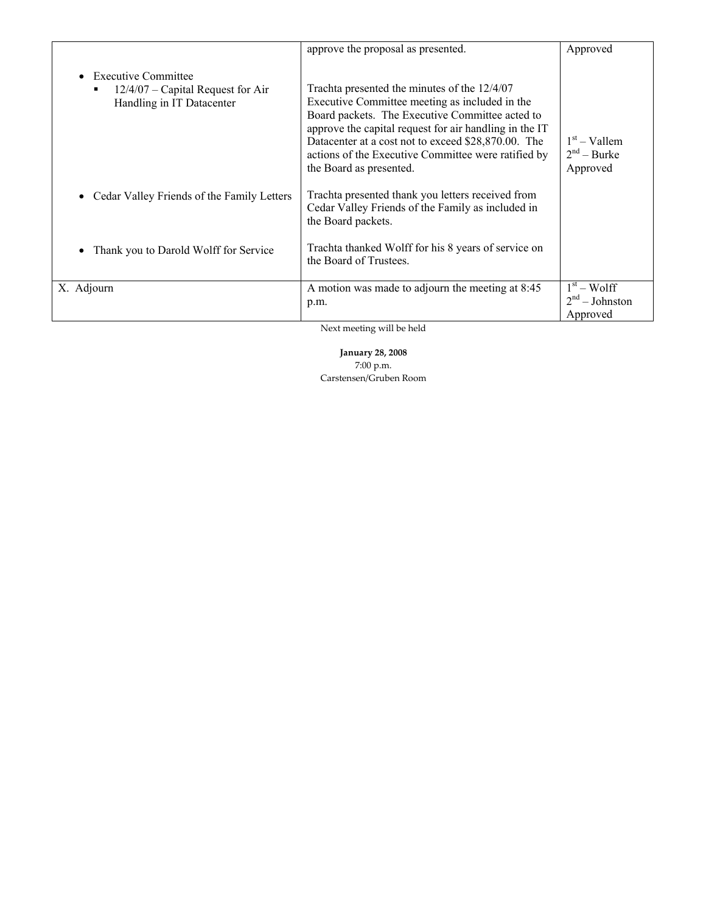| | | |
|---|---|---|
| | approve the proposal as presented. | Approved |
| • Executive Committee<br>▪ 12/4/07 – Capital Request for Air Handling in IT Datacenter | Trachta presented the minutes of the 12/4/07 Executive Committee meeting as included in the Board packets. The Executive Committee acted to approve the capital request for air handling in the IT Datacenter at a cost not to exceed $28,870.00. The actions of the Executive Committee were ratified by the Board as presented. | 1st – Vallem<br>2nd – Burke<br>Approved |
| • Cedar Valley Friends of the Family Letters | Trachta presented thank you letters received from Cedar Valley Friends of the Family as included in the Board packets. | |
| • Thank you to Darold Wolff for Service | Trachta thanked Wolff for his 8 years of service on the Board of Trustees. | |
| X. Adjourn | A motion was made to adjourn the meeting at 8:45 p.m. | 1st – Wolff<br>2nd – Johnston<br>Approved |

Next meeting will be held

**January 28, 2008**
7:00 p.m.
Carstensen/Gruben Room